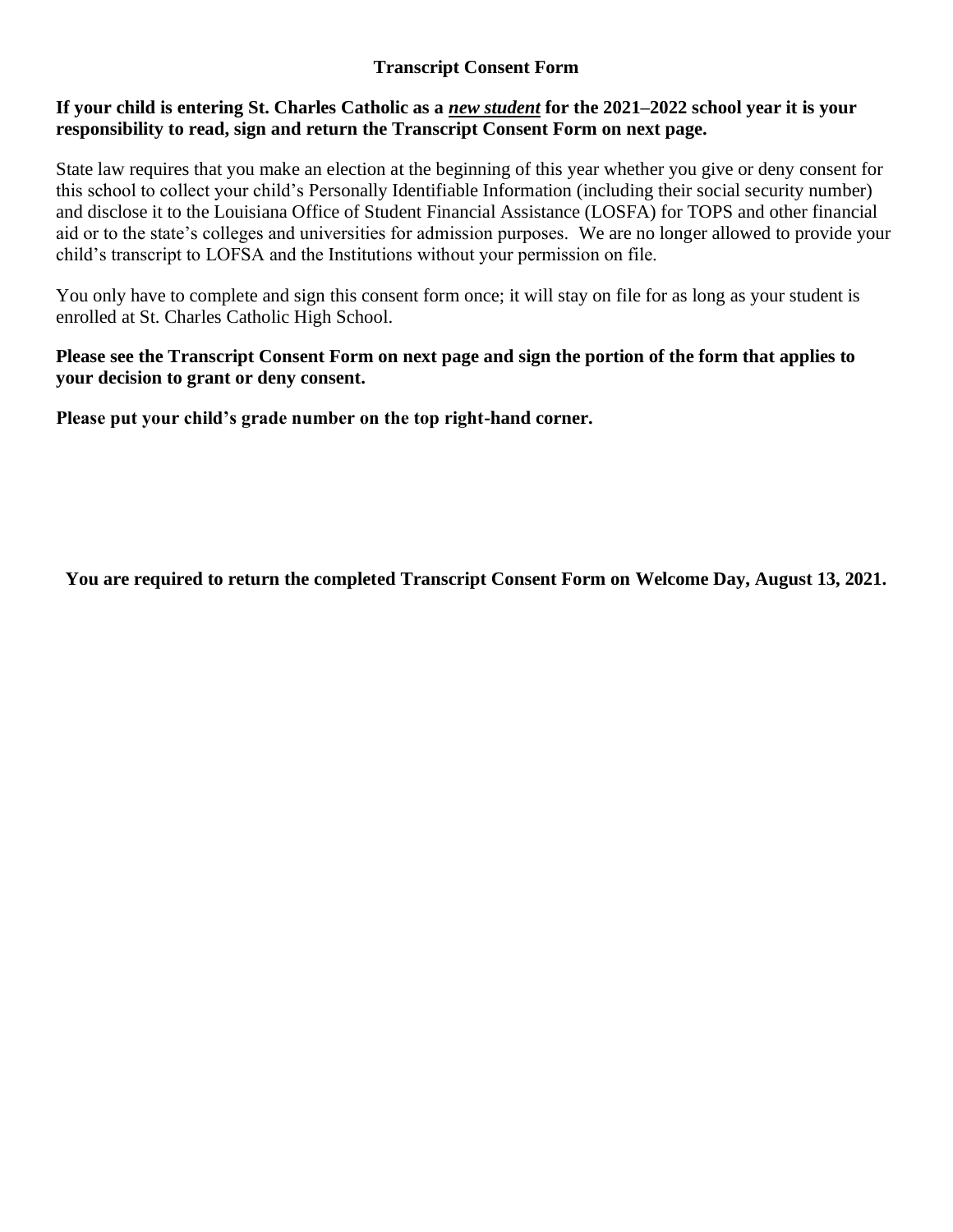# Transcript Consent Form

**If your child is entering St. Charles Catholic as a *new student* for the 2021–2022 school year it is your responsibility to read, sign and return the Transcript Consent Form on next page.**

State law requires that you make an election at the beginning of this year whether you give or deny consent for this school to collect your child's Personally Identifiable Information (including their social security number) and disclose it to the Louisiana Office of Student Financial Assistance (LOSFA) for TOPS and other financial aid or to the state's colleges and universities for admission purposes. We are no longer allowed to provide your child's transcript to LOFSA and the Institutions without your permission on file.

You only have to complete and sign this consent form once; it will stay on file for as long as your student is enrolled at St. Charles Catholic High School.

**Please see the Transcript Consent Form on next page and sign the portion of the form that applies to your decision to grant or deny consent.**

**Please put your child's grade number on the top right-hand corner.**

**You are required to return the completed Transcript Consent Form on Welcome Day, August 13, 2021.**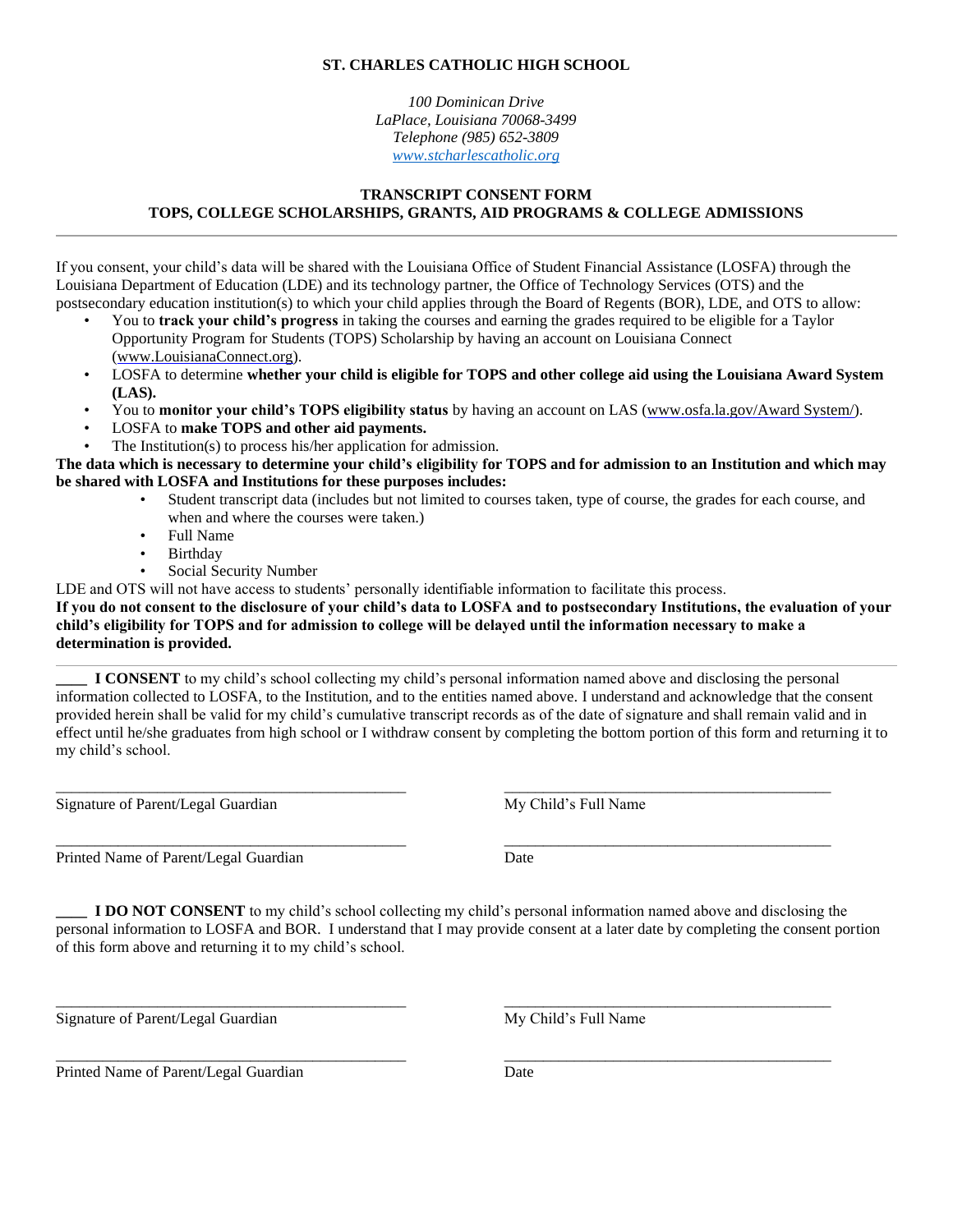**ST. CHARLES CATHOLIC HIGH SCHOOL**

*100 Dominican Drive*
*LaPlace, Louisiana 70068-3499*
*Telephone (985) 652-3809*
*www.stcharlescatholic.org*

## TRANSCRIPT CONSENT FORM
## TOPS, COLLEGE SCHOLARSHIPS, GRANTS, AID PROGRAMS & COLLEGE ADMISSIONS

---

If you consent, your child's data will be shared with the Louisiana Office of Student Financial Assistance (LOSFA) through the Louisiana Department of Education (LDE) and its technology partner, the Office of Technology Services (OTS) and the postsecondary education institution(s) to which your child applies through the Board of Regents (BOR), LDE, and OTS to allow:

- You to **track your child's progress** in taking the courses and earning the grades required to be eligible for a Taylor Opportunity Program for Students (TOPS) Scholarship by having an account on Louisiana Connect (www.LouisianaConnect.org).
- LOSFA to determine **whether your child is eligible for TOPS and other college aid using the Louisiana Award System (LAS).**
- You to **monitor your child's TOPS eligibility status** by having an account on LAS (www.osfa.la.gov/Award System/).
- LOSFA to **make TOPS and other aid payments.**
- The Institution(s) to process his/her application for admission.

**The data which is necessary to determine your child's eligibility for TOPS and for admission to an Institution and which may be shared with LOSFA and Institutions for these purposes includes:**

- Student transcript data (includes but not limited to courses taken, type of course, the grades for each course, and when and where the courses were taken.)
- Full Name
- Birthday
- Social Security Number

LDE and OTS will not have access to students' personally identifiable information to facilitate this process.

**If you do not consent to the disclosure of your child's data to LOSFA and to postsecondary Institutions, the evaluation of your child's eligibility for TOPS and for admission to college will be delayed until the information necessary to make a determination is provided.**

---

**____ I CONSENT** to my child's school collecting my child's personal information named above and disclosing the personal information collected to LOSFA, to the Institution, and to the entities named above. I understand and acknowledge that the consent provided herein shall be valid for my child's cumulative transcript records as of the date of signature and shall remain valid and in effect until he/she graduates from high school or I withdraw consent by completing the bottom portion of this form and returning it to my child's school.

_____________________________________________ &nbsp;&nbsp;&nbsp;&nbsp; _____________________________________________
Signature of Parent/Legal Guardian &nbsp;&nbsp;&nbsp;&nbsp; My Child's Full Name

_____________________________________________ &nbsp;&nbsp;&nbsp;&nbsp; _____________________________________________
Printed Name of Parent/Legal Guardian &nbsp;&nbsp;&nbsp;&nbsp; Date

**____ I DO NOT CONSENT** to my child's school collecting my child's personal information named above and disclosing the personal information to LOSFA and BOR. I understand that I may provide consent at a later date by completing the consent portion of this form above and returning it to my child's school.

_____________________________________________ &nbsp;&nbsp;&nbsp;&nbsp; _____________________________________________
Signature of Parent/Legal Guardian &nbsp;&nbsp;&nbsp;&nbsp; My Child's Full Name

_____________________________________________ &nbsp;&nbsp;&nbsp;&nbsp; _____________________________________________
Printed Name of Parent/Legal Guardian &nbsp;&nbsp;&nbsp;&nbsp; Date